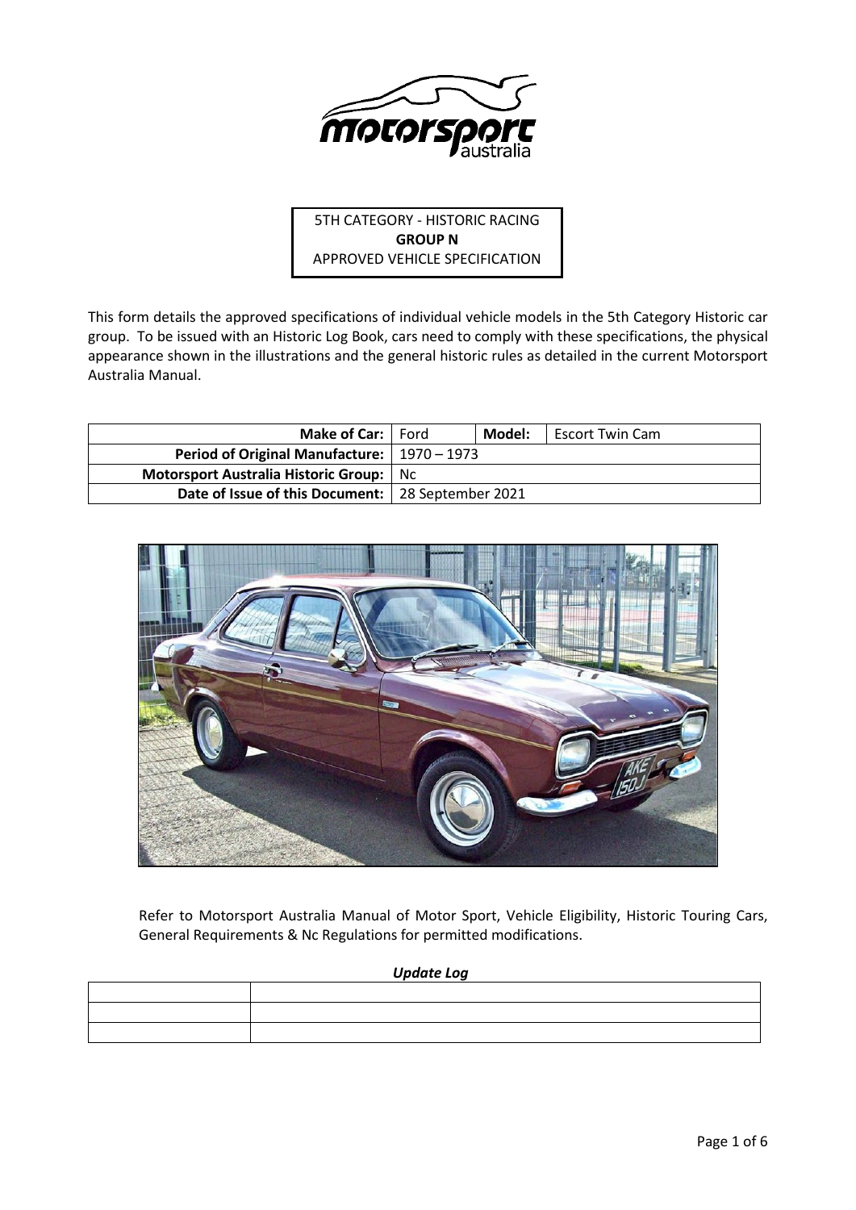5TH CATEGORY - HISTORIC RACING
**GROUP N**
APPROVED VEHICLE SPECIFICATION

This form details the approved specifications of individual vehicle models in the 5th Category Historic car group. To be issued with an Historic Log Book, cars need to comply with these specifications, the physical appearance shown in the illustrations and the general historic rules as detailed in the current Motorsport Australia Manual.

| **Make of Car:** | Ford | **Model:** | Escort Twin Cam |
|---|---|---|---|
| **Period of Original Manufacture:** | 1970 – 1973 | | |
| **Motorsport Australia Historic Group:** | Nc | | |
| **Date of Issue of this Document:** | 28 September 2021 | | |

Refer to Motorsport Australia Manual of Motor Sport, Vehicle Eligibility, Historic Touring Cars, General Requirements & Nc Regulations for permitted modifications.

***Update Log***

| | |
|---|---|
| | |
| | |
| | |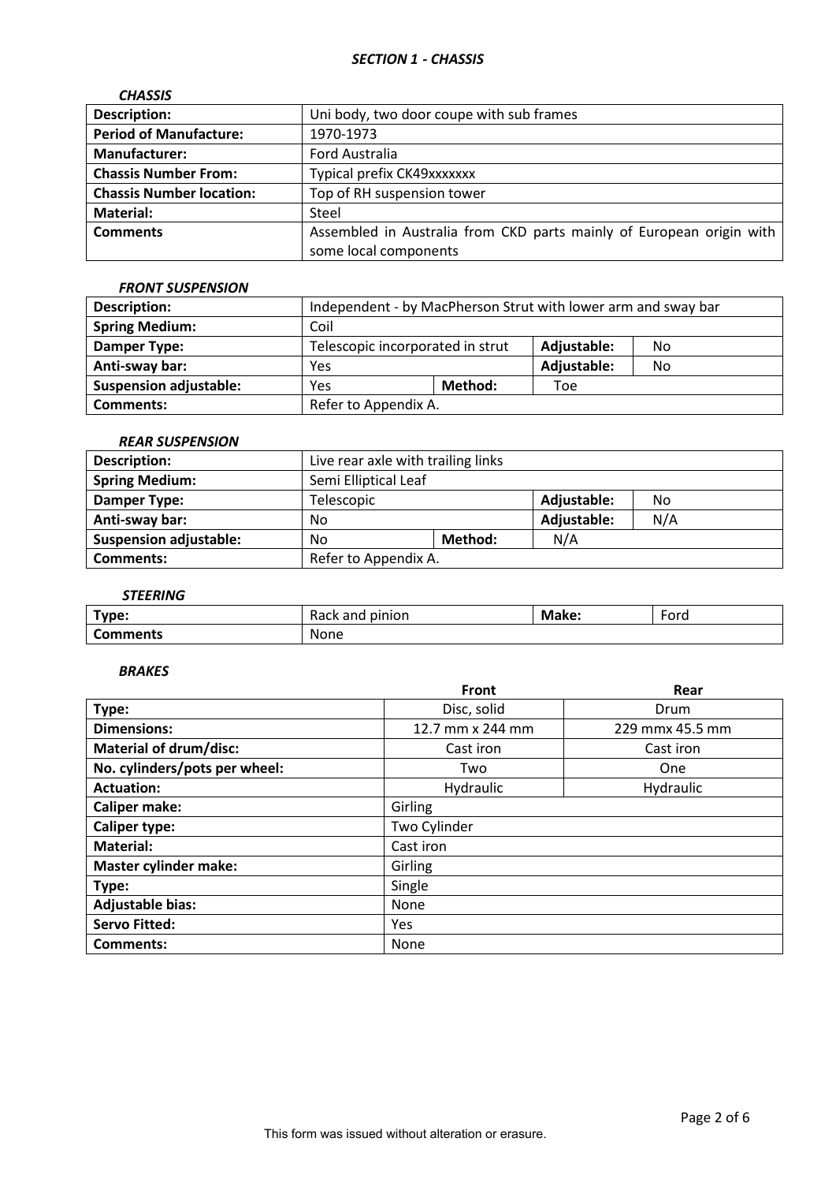## *SECTION 1 - CHASSIS*

### *CHASSIS*

| | |
|---|---|
| **Description:** | Uni body, two door coupe with sub frames |
| **Period of Manufacture:** | 1970-1973 |
| **Manufacturer:** | Ford Australia |
| **Chassis Number From:** | Typical prefix CK49xxxxxxx |
| **Chassis Number location:** | Top of RH suspension tower |
| **Material:** | Steel |
| **Comments** | Assembled in Australia from CKD parts mainly of European origin with some local components |

### *FRONT SUSPENSION*

| | | | | |
|---|---|---|---|---|
| **Description:** | Independent - by MacPherson Strut with lower arm and sway bar | | | |
| **Spring Medium:** | Coil | | | |
| **Damper Type:** | Telescopic incorporated in strut | | **Adjustable:** | No |
| **Anti-sway bar:** | Yes | | **Adjustable:** | No |
| **Suspension adjustable:** | Yes | **Method:** | Toe | |
| **Comments:** | Refer to Appendix A. | | | |

### *REAR SUSPENSION*

| | | | | |
|---|---|---|---|---|
| **Description:** | Live rear axle with trailing links | | | |
| **Spring Medium:** | Semi Elliptical Leaf | | | |
| **Damper Type:** | Telescopic | | **Adjustable:** | No |
| **Anti-sway bar:** | No | | **Adjustable:** | N/A |
| **Suspension adjustable:** | No | **Method:** | N/A | |
| **Comments:** | Refer to Appendix A. | | | |

### *STEERING*

| | | | |
|---|---|---|---|
| **Type:** | Rack and pinion | **Make:** | Ford |
| **Comments** | None | | |

### *BRAKES*

| | **Front** | **Rear** |
|---|---|---|
| **Type:** | Disc, solid | Drum |
| **Dimensions:** | 12.7 mm x 244 mm | 229 mmx 45.5 mm |
| **Material of drum/disc:** | Cast iron | Cast iron |
| **No. cylinders/pots per wheel:** | Two | One |
| **Actuation:** | Hydraulic | Hydraulic |
| **Caliper make:** | Girling | |
| **Caliper type:** | Two Cylinder | |
| **Material:** | Cast iron | |
| **Master cylinder make:** | Girling | |
| **Type:** | Single | |
| **Adjustable bias:** | None | |
| **Servo Fitted:** | Yes | |
| **Comments:** | None | |

This form was issued without alteration or erasure.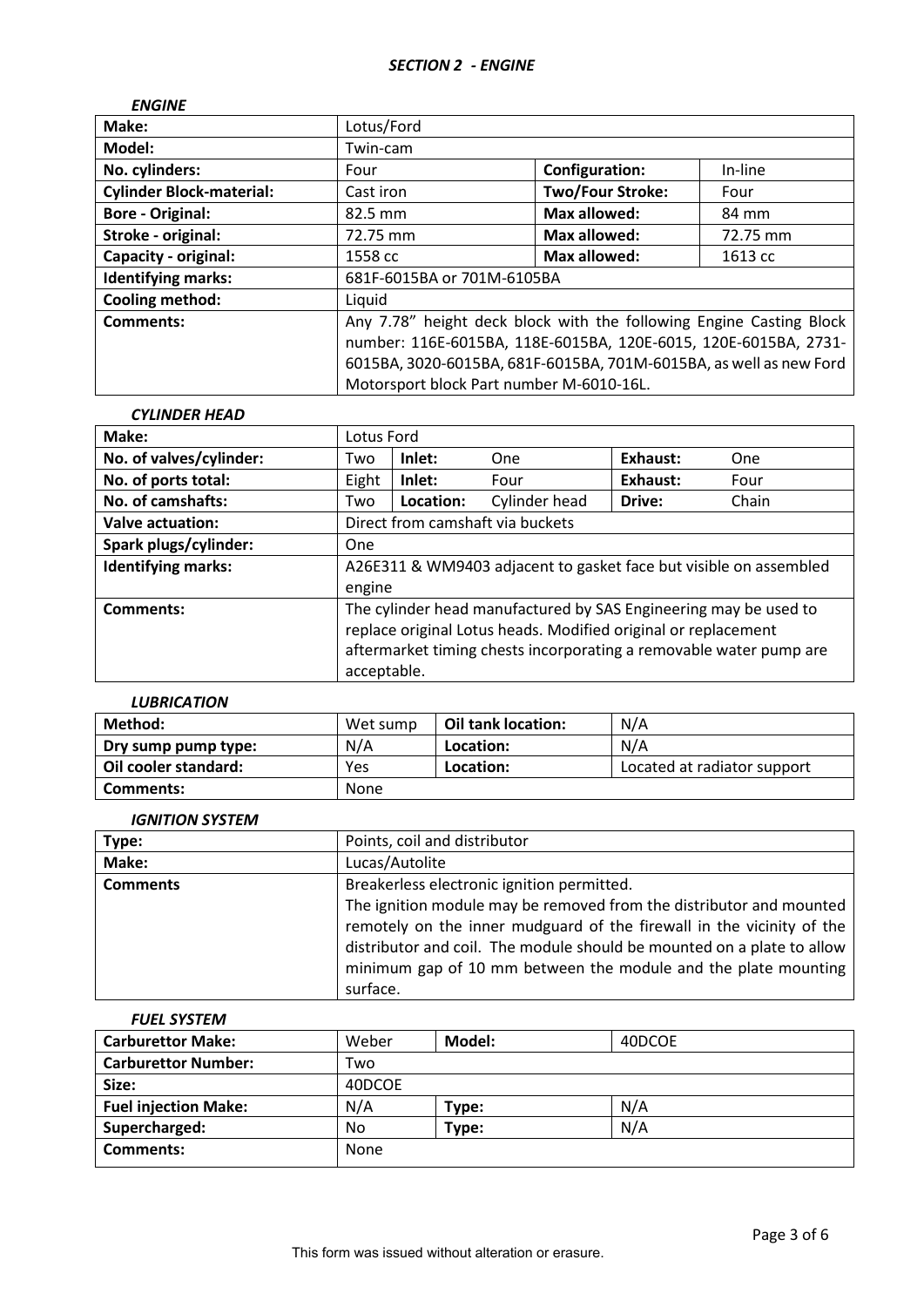## *SECTION 2 - ENGINE*

### *ENGINE*

| | | | |
|---|---|---|---|
| **Make:** | Lotus/Ford | | |
| **Model:** | Twin-cam | | |
| **No. cylinders:** | Four | **Configuration:** | In-line |
| **Cylinder Block-material:** | Cast iron | **Two/Four Stroke:** | Four |
| **Bore - Original:** | 82.5 mm | **Max allowed:** | 84 mm |
| **Stroke - original:** | 72.75 mm | **Max allowed:** | 72.75 mm |
| **Capacity - original:** | 1558 cc | **Max allowed:** | 1613 cc |
| **Identifying marks:** | 681F-6015BA or 701M-6105BA | | |
| **Cooling method:** | Liquid | | |
| **Comments:** | Any 7.78" height deck block with the following Engine Casting Block number: 116E-6015BA, 118E-6015BA, 120E-6015, 120E-6015BA, 2731-6015BA, 3020-6015BA, 681F-6015BA, 701M-6015BA, as well as new Ford Motorsport block Part number M-6010-16L. | | |

### *CYLINDER HEAD*

| | | | | | |
|---|---|---|---|---|---|
| **Make:** | Lotus Ford | | | | |
| **No. of valves/cylinder:** | Two | **Inlet:** | One | **Exhaust:** | One |
| **No. of ports total:** | Eight | **Inlet:** | Four | **Exhaust:** | Four |
| **No. of camshafts:** | Two | **Location:** | Cylinder head | **Drive:** | Chain |
| **Valve actuation:** | Direct from camshaft via buckets | | | | |
| **Spark plugs/cylinder:** | One | | | | |
| **Identifying marks:** | A26E311 & WM9403 adjacent to gasket face but visible on assembled engine | | | | |
| **Comments:** | The cylinder head manufactured by SAS Engineering may be used to replace original Lotus heads. Modified original or replacement aftermarket timing chests incorporating a removable water pump are acceptable. | | | | |

### *LUBRICATION*

| | | | |
|---|---|---|---|
| **Method:** | Wet sump | **Oil tank location:** | N/A |
| **Dry sump pump type:** | N/A | **Location:** | N/A |
| **Oil cooler standard:** | Yes | **Location:** | Located at radiator support |
| **Comments:** | None | | |

### *IGNITION SYSTEM*

| | |
|---|---|
| **Type:** | Points, coil and distributor |
| **Make:** | Lucas/Autolite |
| **Comments** | Breakerless electronic ignition permitted. The ignition module may be removed from the distributor and mounted remotely on the inner mudguard of the firewall in the vicinity of the distributor and coil. The module should be mounted on a plate to allow minimum gap of 10 mm between the module and the plate mounting surface. |

### *FUEL SYSTEM*

| | | | |
|---|---|---|---|
| **Carburettor Make:** | Weber | **Model:** | 40DCOE |
| **Carburettor Number:** | Two | | |
| **Size:** | 40DCOE | | |
| **Fuel injection Make:** | N/A | **Type:** | N/A |
| **Supercharged:** | No | **Type:** | N/A |
| **Comments:** | None | | |

This form was issued without alteration or erasure.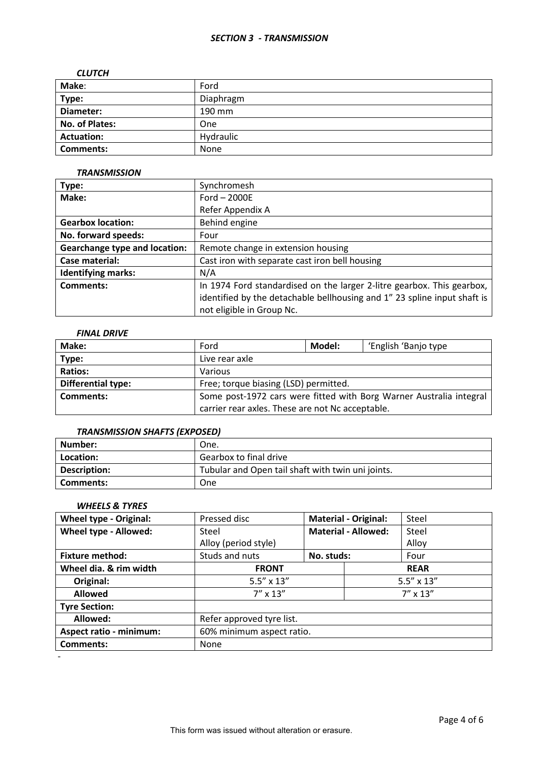## *SECTION 3 - TRANSMISSION*

### *CLUTCH*

| Make: | Ford |
|---|---|
| Type: | Diaphragm |
| Diameter: | 190 mm |
| No. of Plates: | One |
| Actuation: | Hydraulic |
| Comments: | None |

### *TRANSMISSION*

| Type: | Synchromesh |
|---|---|
| Make: | Ford – 2000E<br>Refer Appendix A |
| Gearbox location: | Behind engine |
| No. forward speeds: | Four |
| Gearchange type and location: | Remote change in extension housing |
| Case material: | Cast iron with separate cast iron bell housing |
| Identifying marks: | N/A |
| Comments: | In 1974 Ford standardised on the larger 2-litre gearbox. This gearbox, identified by the detachable bellhousing and 1" 23 spline input shaft is not eligible in Group Nc. |

### *FINAL DRIVE*

| Make: | Ford | Model: | 'English 'Banjo type |
|---|---|---|---|
| Type: | Live rear axle | | |
| Ratios: | Various | | |
| Differential type: | Free; torque biasing (LSD) permitted. | | |
| Comments: | Some post-1972 cars were fitted with Borg Warner Australia integral carrier rear axles. These are not Nc acceptable. | | |

### *TRANSMISSION SHAFTS (EXPOSED)*

| Number: | One. |
|---|---|
| Location: | Gearbox to final drive |
| Description: | Tubular and Open tail shaft with twin uni joints. |
| Comments: | One |

### *WHEELS & TYRES*

| Wheel type - Original: | Pressed disc | Material - Original: | Steel |
|---|---|---|---|
| Wheel type - Allowed: | Steel<br>Alloy (period style) | Material - Allowed: | Steel<br>Alloy |
| Fixture method: | Studs and nuts | No. studs: | Four |
| Wheel dia. & rim width | FRONT | REAR | |
| Original: | 5.5" x 13" | 5.5" x 13" | |
| Allowed | 7" x 13" | 7" x 13" | |
| Tyre Section: | | | |
| Allowed: | Refer approved tyre list. | | |
| Aspect ratio - minimum: | 60% minimum aspect ratio. | | |
| Comments: | None | | |

-

This form was issued without alteration or erasure.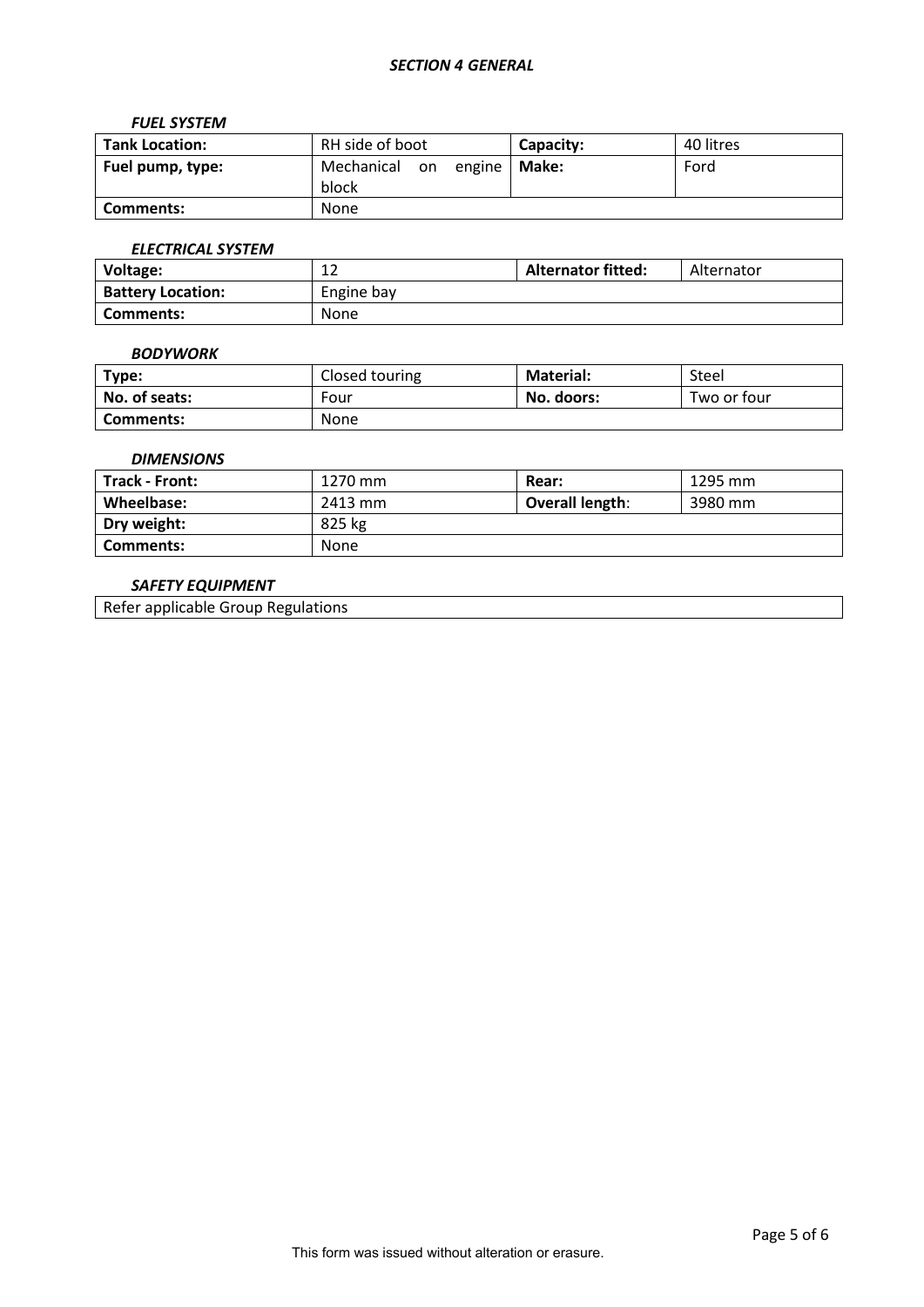## *SECTION 4 GENERAL*

### *FUEL SYSTEM*

| **Tank Location:** | RH side of boot | **Capacity:** | 40 litres |
|---|---|---|---|
| **Fuel pump, type:** | Mechanical on engine block | **Make:** | Ford |
| **Comments:** | None | | |

### *ELECTRICAL SYSTEM*

| **Voltage:** | 12 | **Alternator fitted:** | Alternator |
|---|---|---|---|
| **Battery Location:** | Engine bay | | |
| **Comments:** | None | | |

### *BODYWORK*

| **Type:** | Closed touring | **Material:** | Steel |
|---|---|---|---|
| **No. of seats:** | Four | **No. doors:** | Two or four |
| **Comments:** | None | | |

### *DIMENSIONS*

| **Track - Front:** | 1270 mm | **Rear:** | 1295 mm |
|---|---|---|---|
| **Wheelbase:** | 2413 mm | **Overall length**: | 3980 mm |
| **Dry weight:** | 825 kg | | |
| **Comments:** | None | | |

### *SAFETY EQUIPMENT*

| Refer applicable Group Regulations |
|---|

This form was issued without alteration or erasure.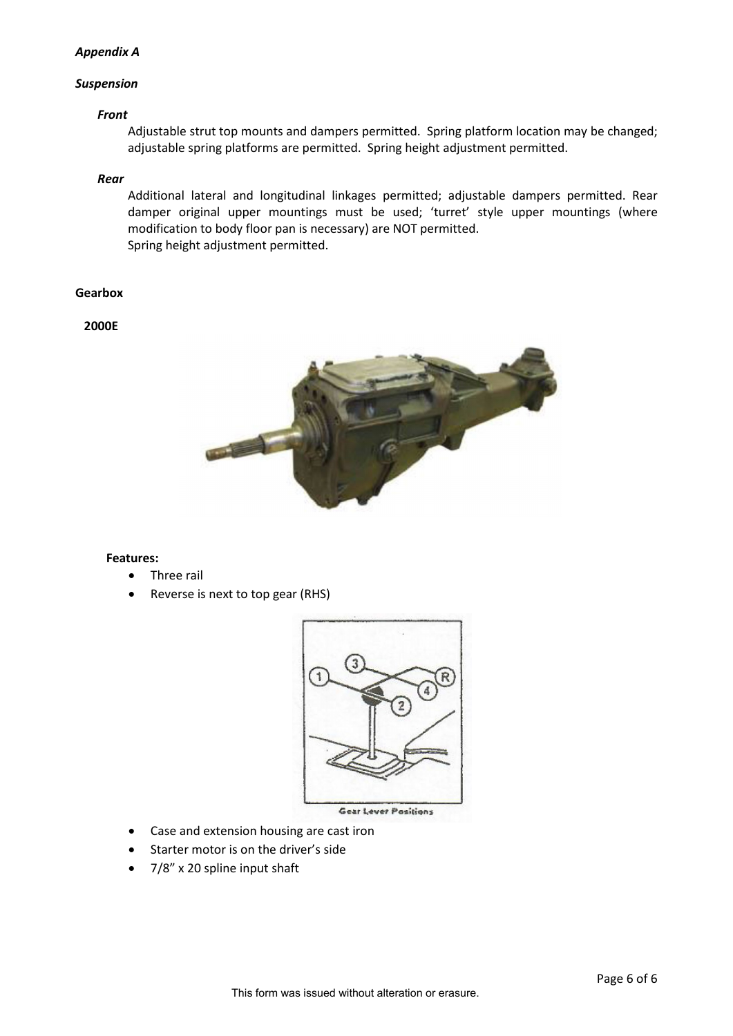*Appendix A*

***Suspension***

***Front***

Adjustable strut top mounts and dampers permitted. Spring platform location may be changed; adjustable spring platforms are permitted. Spring height adjustment permitted.

***Rear***

Additional lateral and longitudinal linkages permitted; adjustable dampers permitted. Rear damper original upper mountings must be used; 'turret' style upper mountings (where modification to body floor pan is necessary) are NOT permitted.
Spring height adjustment permitted.

**Gearbox**

**2000E**

**Features:**

- Three rail
- Reverse is next to top gear (RHS)

Gear Lever Positions

- Case and extension housing are cast iron
- Starter motor is on the driver's side
- 7/8" x 20 spline input shaft

This form was issued without alteration or erasure.